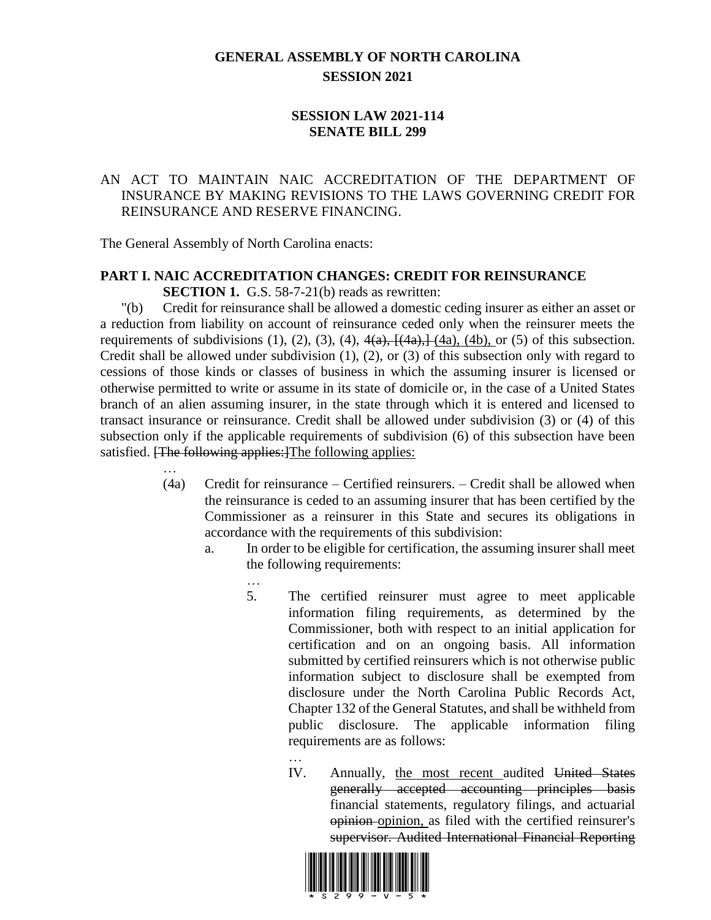# GENERAL ASSEMBLY OF NORTH CAROLINA
## SESSION 2021

## SESSION LAW 2021-114
## SENATE BILL 299

AN ACT TO MAINTAIN NAIC ACCREDITATION OF THE DEPARTMENT OF INSURANCE BY MAKING REVISIONS TO THE LAWS GOVERNING CREDIT FOR REINSURANCE AND RESERVE FINANCING.

The General Assembly of North Carolina enacts:

**PART I. NAIC ACCREDITATION CHANGES: CREDIT FOR REINSURANCE**

**SECTION 1.** G.S. 58-7-21(b) reads as rewritten:

"(b) Credit for reinsurance shall be allowed a domestic ceding insurer as either an asset or a reduction from liability on account of reinsurance ceded only when the reinsurer meets the requirements of subdivisions (1), (2), (3), (4), ~~4(a), [(4a),]~~ (4a), (4b), or (5) of this subsection. Credit shall be allowed under subdivision (1), (2), or (3) of this subsection only with regard to cessions of those kinds or classes of business in which the assuming insurer is licensed or otherwise permitted to write or assume in its state of domicile or, in the case of a United States branch of an alien assuming insurer, in the state through which it is entered and licensed to transact insurance or reinsurance. Credit shall be allowed under subdivision (3) or (4) of this subsection only if the applicable requirements of subdivision (6) of this subsection have been satisfied. ~~[The following applies:]~~The following applies:

…

(4a) Credit for reinsurance – Certified reinsurers. – Credit shall be allowed when the reinsurance is ceded to an assuming insurer that has been certified by the Commissioner as a reinsurer in this State and secures its obligations in accordance with the requirements of this subdivision:

a. In order to be eligible for certification, the assuming insurer shall meet the following requirements:

…

5. The certified reinsurer must agree to meet applicable information filing requirements, as determined by the Commissioner, both with respect to an initial application for certification and on an ongoing basis. All information submitted by certified reinsurers which is not otherwise public information subject to disclosure shall be exempted from disclosure under the North Carolina Public Records Act, Chapter 132 of the General Statutes, and shall be withheld from public disclosure. The applicable information filing requirements are as follows:

…

IV. Annually, the most recent audited ~~United States generally accepted accounting principles basis~~ financial statements, regulatory filings, and actuarial ~~opinion~~ opinion, as filed with the certified reinsurer's ~~supervisor. Audited International Financial Reporting~~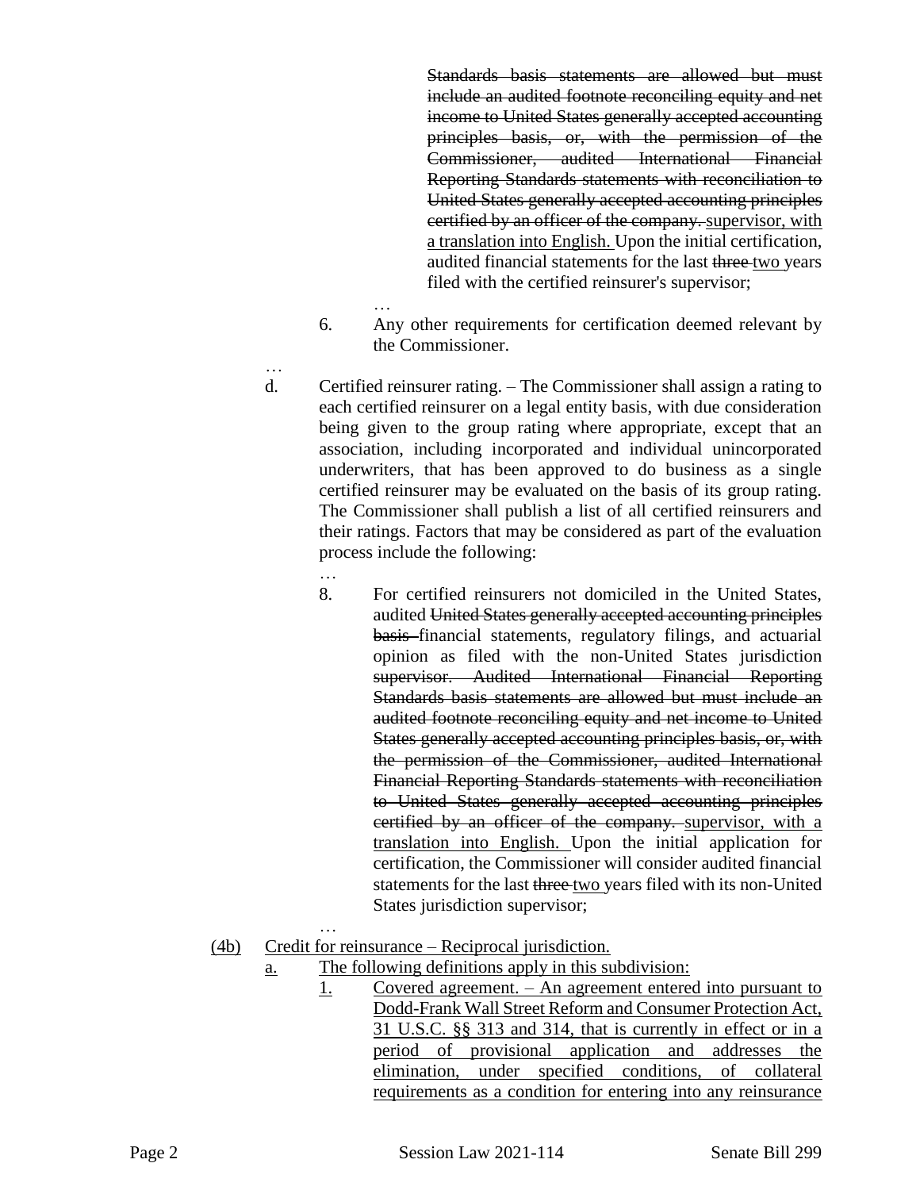~~Standards basis statements are allowed but must include an audited footnote reconciling equity and net income to United States generally accepted accounting principles basis, or, with the permission of the Commissioner, audited International Financial Reporting Standards statements with reconciliation to United States generally accepted accounting principles certified by an officer of the company.~~ <u>supervisor, with a translation into English.</u> Upon the initial certification, audited financial statements for the last ~~three~~ <u>two</u> years filed with the certified reinsurer's supervisor;

…

6. Any other requirements for certification deemed relevant by the Commissioner.

…

d. Certified reinsurer rating. – The Commissioner shall assign a rating to each certified reinsurer on a legal entity basis, with due consideration being given to the group rating where appropriate, except that an association, including incorporated and individual unincorporated underwriters, that has been approved to do business as a single certified reinsurer may be evaluated on the basis of its group rating. The Commissioner shall publish a list of all certified reinsurers and their ratings. Factors that may be considered as part of the evaluation process include the following:

…

8. For certified reinsurers not domiciled in the United States, audited ~~United States generally accepted accounting principles basis~~ financial statements, regulatory filings, and actuarial opinion as filed with the non-United States jurisdiction ~~supervisor. Audited International Financial Reporting Standards basis statements are allowed but must include an audited footnote reconciling equity and net income to United States generally accepted accounting principles basis, or, with the permission of the Commissioner, audited International Financial Reporting Standards statements with reconciliation to United States generally accepted accounting principles certified by an officer of the company.~~ <u>supervisor, with a translation into English.</u> Upon the initial application for certification, the Commissioner will consider audited financial statements for the last ~~three~~ <u>two</u> years filed with its non-United States jurisdiction supervisor;

…

<u>(4b) Credit for reinsurance – Reciprocal jurisdiction.</u>

<u>a. The following definitions apply in this subdivision:</u>

<u>1. Covered agreement. – An agreement entered into pursuant to Dodd-Frank Wall Street Reform and Consumer Protection Act, 31 U.S.C. §§ 313 and 314, that is currently in effect or in a period of provisional application and addresses the elimination, under specified conditions, of collateral requirements as a condition for entering into any reinsurance</u>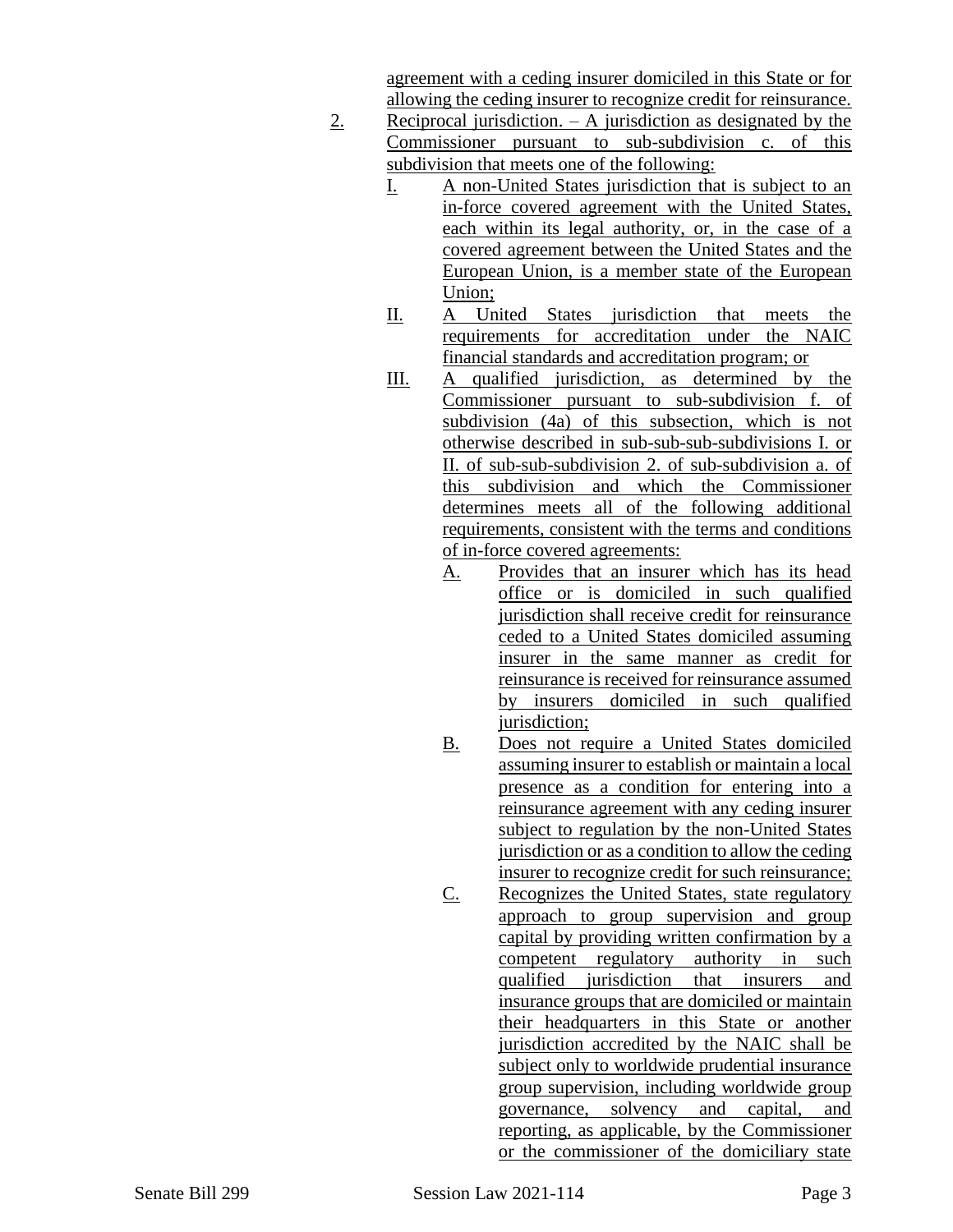agreement with a ceding insurer domiciled in this State or for allowing the ceding insurer to recognize credit for reinsurance.

2. Reciprocal jurisdiction. – A jurisdiction as designated by the Commissioner pursuant to sub-subdivision c. of this subdivision that meets one of the following:

   I. A non-United States jurisdiction that is subject to an in-force covered agreement with the United States, each within its legal authority, or, in the case of a covered agreement between the United States and the European Union, is a member state of the European Union;

   II. A United States jurisdiction that meets the requirements for accreditation under the NAIC financial standards and accreditation program; or

   III. A qualified jurisdiction, as determined by the Commissioner pursuant to sub-subdivision f. of subdivision (4a) of this subsection, which is not otherwise described in sub-sub-sub-subdivisions I. or II. of sub-sub-subdivision 2. of sub-subdivision a. of this subdivision and which the Commissioner determines meets all of the following additional requirements, consistent with the terms and conditions of in-force covered agreements:

      A. Provides that an insurer which has its head office or is domiciled in such qualified jurisdiction shall receive credit for reinsurance ceded to a United States domiciled assuming insurer in the same manner as credit for reinsurance is received for reinsurance assumed by insurers domiciled in such qualified jurisdiction;

      B. Does not require a United States domiciled assuming insurer to establish or maintain a local presence as a condition for entering into a reinsurance agreement with any ceding insurer subject to regulation by the non-United States jurisdiction or as a condition to allow the ceding insurer to recognize credit for such reinsurance;

      C. Recognizes the United States, state regulatory approach to group supervision and group capital by providing written confirmation by a competent regulatory authority in such qualified jurisdiction that insurers and insurance groups that are domiciled or maintain their headquarters in this State or another jurisdiction accredited by the NAIC shall be subject only to worldwide prudential insurance group supervision, including worldwide group governance, solvency and capital, and reporting, as applicable, by the Commissioner or the commissioner of the domiciliary state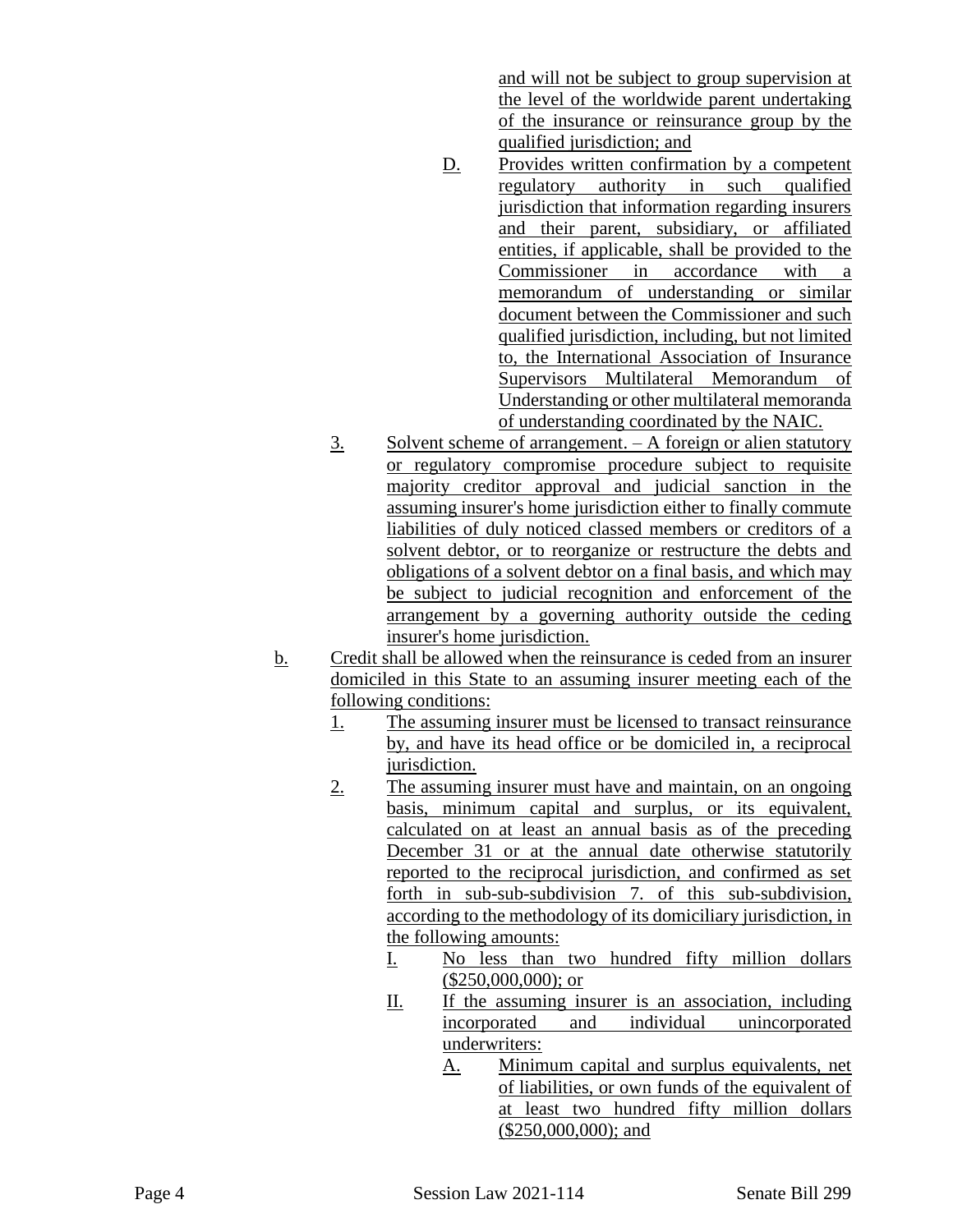and will not be subject to group supervision at the level of the worldwide parent undertaking of the insurance or reinsurance group by the qualified jurisdiction; and

D. Provides written confirmation by a competent regulatory authority in such qualified jurisdiction that information regarding insurers and their parent, subsidiary, or affiliated entities, if applicable, shall be provided to the Commissioner in accordance with a memorandum of understanding or similar document between the Commissioner and such qualified jurisdiction, including, but not limited to, the International Association of Insurance Supervisors Multilateral Memorandum of Understanding or other multilateral memoranda of understanding coordinated by the NAIC.

3. Solvent scheme of arrangement. – A foreign or alien statutory or regulatory compromise procedure subject to requisite majority creditor approval and judicial sanction in the assuming insurer's home jurisdiction either to finally commute liabilities of duly noticed classed members or creditors of a solvent debtor, or to reorganize or restructure the debts and obligations of a solvent debtor on a final basis, and which may be subject to judicial recognition and enforcement of the arrangement by a governing authority outside the ceding insurer's home jurisdiction.

b. Credit shall be allowed when the reinsurance is ceded from an insurer domiciled in this State to an assuming insurer meeting each of the following conditions:

1. The assuming insurer must be licensed to transact reinsurance by, and have its head office or be domiciled in, a reciprocal jurisdiction.

2. The assuming insurer must have and maintain, on an ongoing basis, minimum capital and surplus, or its equivalent, calculated on at least an annual basis as of the preceding December 31 or at the annual date otherwise statutorily reported to the reciprocal jurisdiction, and confirmed as set forth in sub-sub-subdivision 7. of this sub-subdivision, according to the methodology of its domiciliary jurisdiction, in the following amounts:

I. No less than two hundred fifty million dollars ($250,000,000); or

II. If the assuming insurer is an association, including incorporated and individual unincorporated underwriters:

A. Minimum capital and surplus equivalents, net of liabilities, or own funds of the equivalent of at least two hundred fifty million dollars ($250,000,000); and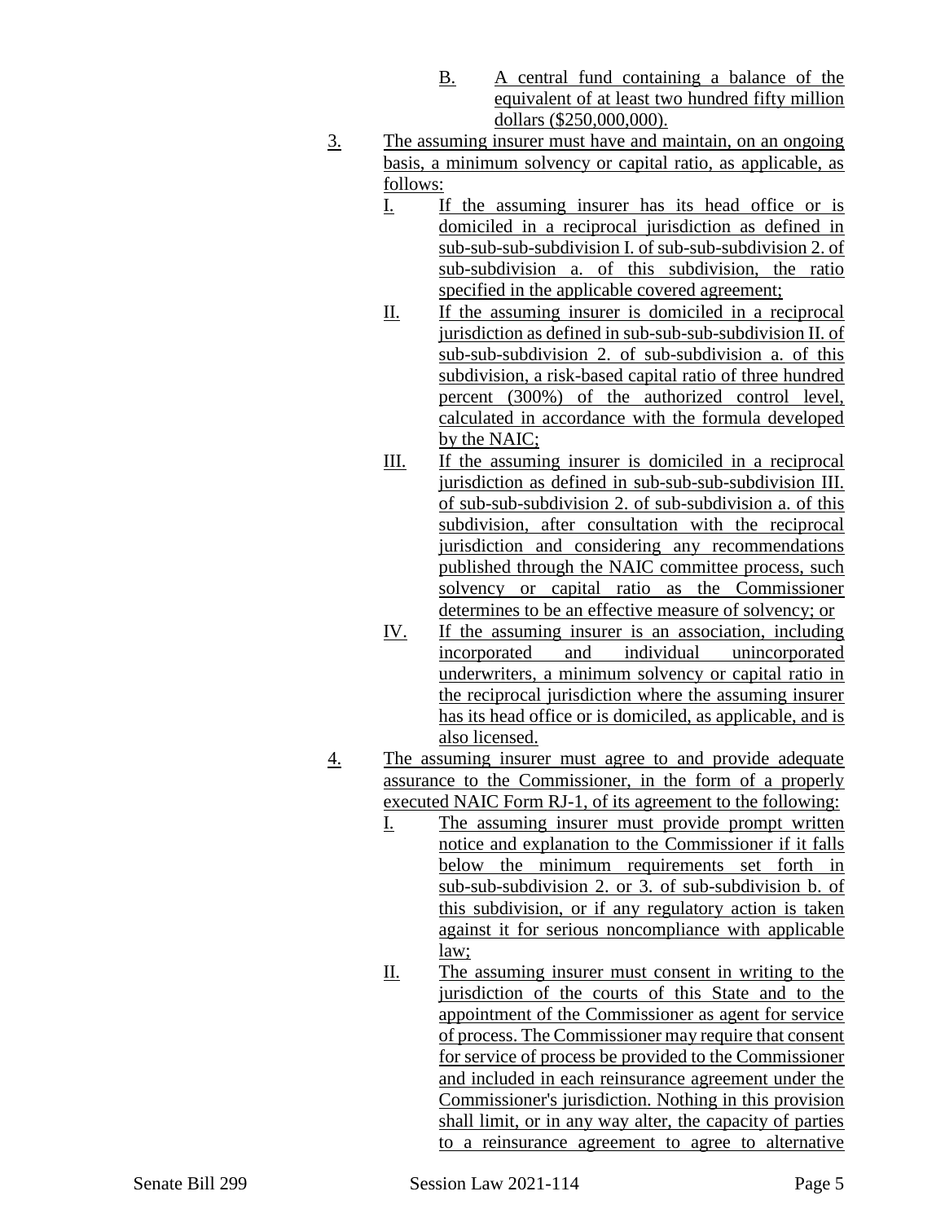B. A central fund containing a balance of the equivalent of at least two hundred fifty million dollars ($250,000,000).

3. The assuming insurer must have and maintain, on an ongoing basis, a minimum solvency or capital ratio, as applicable, as follows:

   I. If the assuming insurer has its head office or is domiciled in a reciprocal jurisdiction as defined in sub-sub-sub-subdivision I. of sub-sub-subdivision 2. of sub-subdivision a. of this subdivision, the ratio specified in the applicable covered agreement;

   II. If the assuming insurer is domiciled in a reciprocal jurisdiction as defined in sub-sub-sub-subdivision II. of sub-sub-subdivision 2. of sub-subdivision a. of this subdivision, a risk-based capital ratio of three hundred percent (300%) of the authorized control level, calculated in accordance with the formula developed by the NAIC;

   III. If the assuming insurer is domiciled in a reciprocal jurisdiction as defined in sub-sub-sub-subdivision III. of sub-sub-subdivision 2. of sub-subdivision a. of this subdivision, after consultation with the reciprocal jurisdiction and considering any recommendations published through the NAIC committee process, such solvency or capital ratio as the Commissioner determines to be an effective measure of solvency; or

   IV. If the assuming insurer is an association, including incorporated and individual unincorporated underwriters, a minimum solvency or capital ratio in the reciprocal jurisdiction where the assuming insurer has its head office or is domiciled, as applicable, and is also licensed.

4. The assuming insurer must agree to and provide adequate assurance to the Commissioner, in the form of a properly executed NAIC Form RJ-1, of its agreement to the following:

   I. The assuming insurer must provide prompt written notice and explanation to the Commissioner if it falls below the minimum requirements set forth in sub-sub-subdivision 2. or 3. of sub-subdivision b. of this subdivision, or if any regulatory action is taken against it for serious noncompliance with applicable law;

   II. The assuming insurer must consent in writing to the jurisdiction of the courts of this State and to the appointment of the Commissioner as agent for service of process. The Commissioner may require that consent for service of process be provided to the Commissioner and included in each reinsurance agreement under the Commissioner's jurisdiction. Nothing in this provision shall limit, or in any way alter, the capacity of parties to a reinsurance agreement to agree to alternative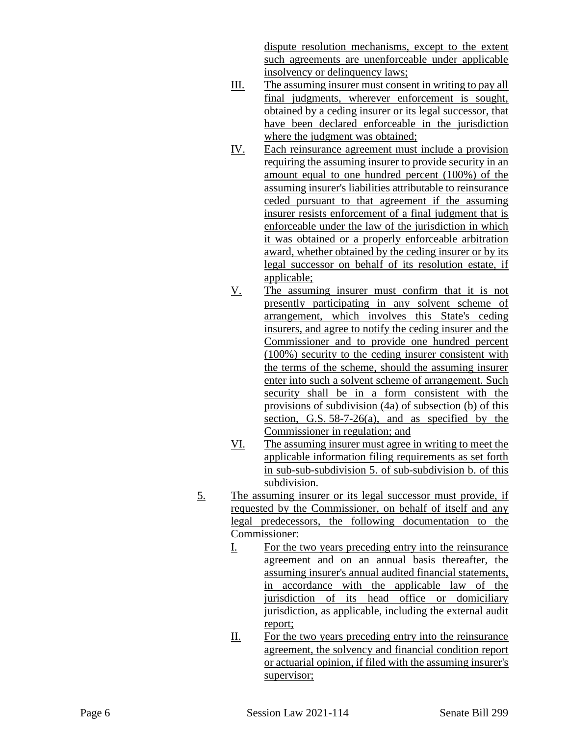dispute resolution mechanisms, except to the extent such agreements are unenforceable under applicable insolvency or delinquency laws;

III. The assuming insurer must consent in writing to pay all final judgments, wherever enforcement is sought, obtained by a ceding insurer or its legal successor, that have been declared enforceable in the jurisdiction where the judgment was obtained;

IV. Each reinsurance agreement must include a provision requiring the assuming insurer to provide security in an amount equal to one hundred percent (100%) of the assuming insurer's liabilities attributable to reinsurance ceded pursuant to that agreement if the assuming insurer resists enforcement of a final judgment that is enforceable under the law of the jurisdiction in which it was obtained or a properly enforceable arbitration award, whether obtained by the ceding insurer or by its legal successor on behalf of its resolution estate, if applicable;

V. The assuming insurer must confirm that it is not presently participating in any solvent scheme of arrangement, which involves this State's ceding insurers, and agree to notify the ceding insurer and the Commissioner and to provide one hundred percent (100%) security to the ceding insurer consistent with the terms of the scheme, should the assuming insurer enter into such a solvent scheme of arrangement. Such security shall be in a form consistent with the provisions of subdivision (4a) of subsection (b) of this section, G.S. 58-7-26(a), and as specified by the Commissioner in regulation; and

VI. The assuming insurer must agree in writing to meet the applicable information filing requirements as set forth in sub-sub-subdivision 5. of sub-subdivision b. of this subdivision.

5. The assuming insurer or its legal successor must provide, if requested by the Commissioner, on behalf of itself and any legal predecessors, the following documentation to the Commissioner:

I. For the two years preceding entry into the reinsurance agreement and on an annual basis thereafter, the assuming insurer's annual audited financial statements, in accordance with the applicable law of the jurisdiction of its head office or domiciliary jurisdiction, as applicable, including the external audit report;

II. For the two years preceding entry into the reinsurance agreement, the solvency and financial condition report or actuarial opinion, if filed with the assuming insurer's supervisor;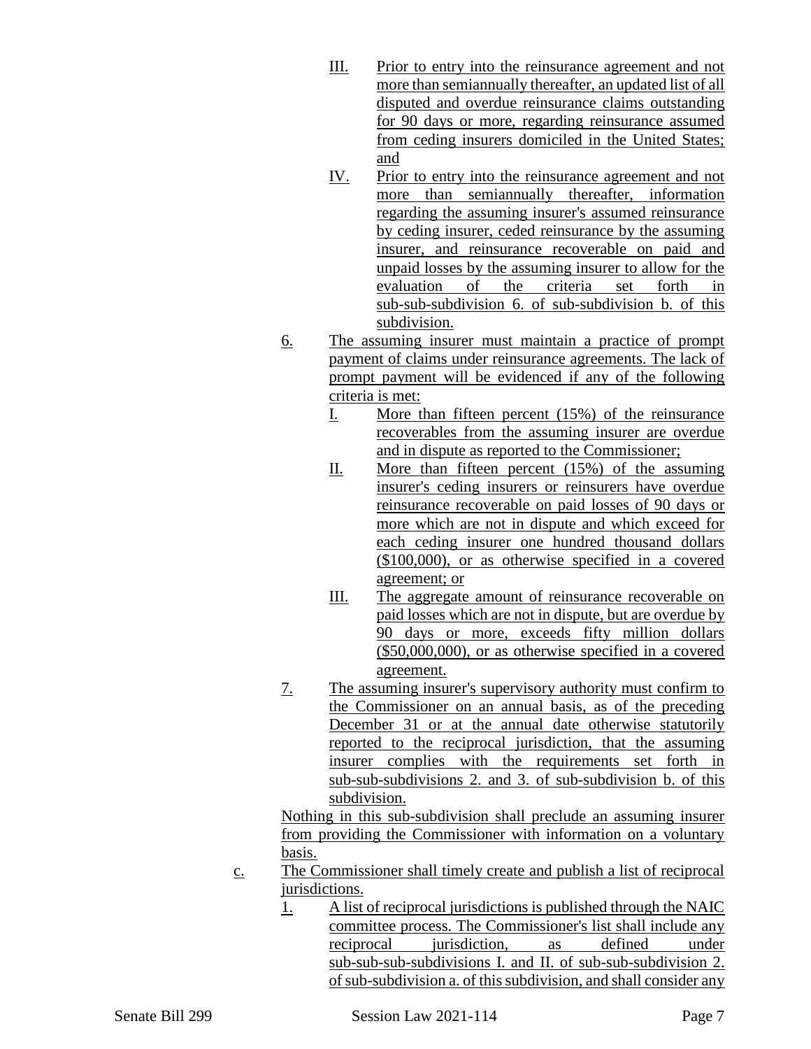III. Prior to entry into the reinsurance agreement and not more than semiannually thereafter, an updated list of all disputed and overdue reinsurance claims outstanding for 90 days or more, regarding reinsurance assumed from ceding insurers domiciled in the United States; and

IV. Prior to entry into the reinsurance agreement and not more than semiannually thereafter, information regarding the assuming insurer's assumed reinsurance by ceding insurer, ceded reinsurance by the assuming insurer, and reinsurance recoverable on paid and unpaid losses by the assuming insurer to allow for the evaluation of the criteria set forth in sub-sub-subdivision 6. of sub-subdivision b. of this subdivision.

6. The assuming insurer must maintain a practice of prompt payment of claims under reinsurance agreements. The lack of prompt payment will be evidenced if any of the following criteria is met:

I. More than fifteen percent (15%) of the reinsurance recoverables from the assuming insurer are overdue and in dispute as reported to the Commissioner;

II. More than fifteen percent (15%) of the assuming insurer's ceding insurers or reinsurers have overdue reinsurance recoverable on paid losses of 90 days or more which are not in dispute and which exceed for each ceding insurer one hundred thousand dollars ($100,000), or as otherwise specified in a covered agreement; or

III. The aggregate amount of reinsurance recoverable on paid losses which are not in dispute, but are overdue by 90 days or more, exceeds fifty million dollars ($50,000,000), or as otherwise specified in a covered agreement.

7. The assuming insurer's supervisory authority must confirm to the Commissioner on an annual basis, as of the preceding December 31 or at the annual date otherwise statutorily reported to the reciprocal jurisdiction, that the assuming insurer complies with the requirements set forth in sub-sub-subdivisions 2. and 3. of sub-subdivision b. of this subdivision.

Nothing in this sub-subdivision shall preclude an assuming insurer from providing the Commissioner with information on a voluntary basis.

c. The Commissioner shall timely create and publish a list of reciprocal jurisdictions.

1. A list of reciprocal jurisdictions is published through the NAIC committee process. The Commissioner's list shall include any reciprocal jurisdiction, as defined under sub-sub-sub-subdivisions I. and II. of sub-sub-subdivision 2. of sub-subdivision a. of this subdivision, and shall consider any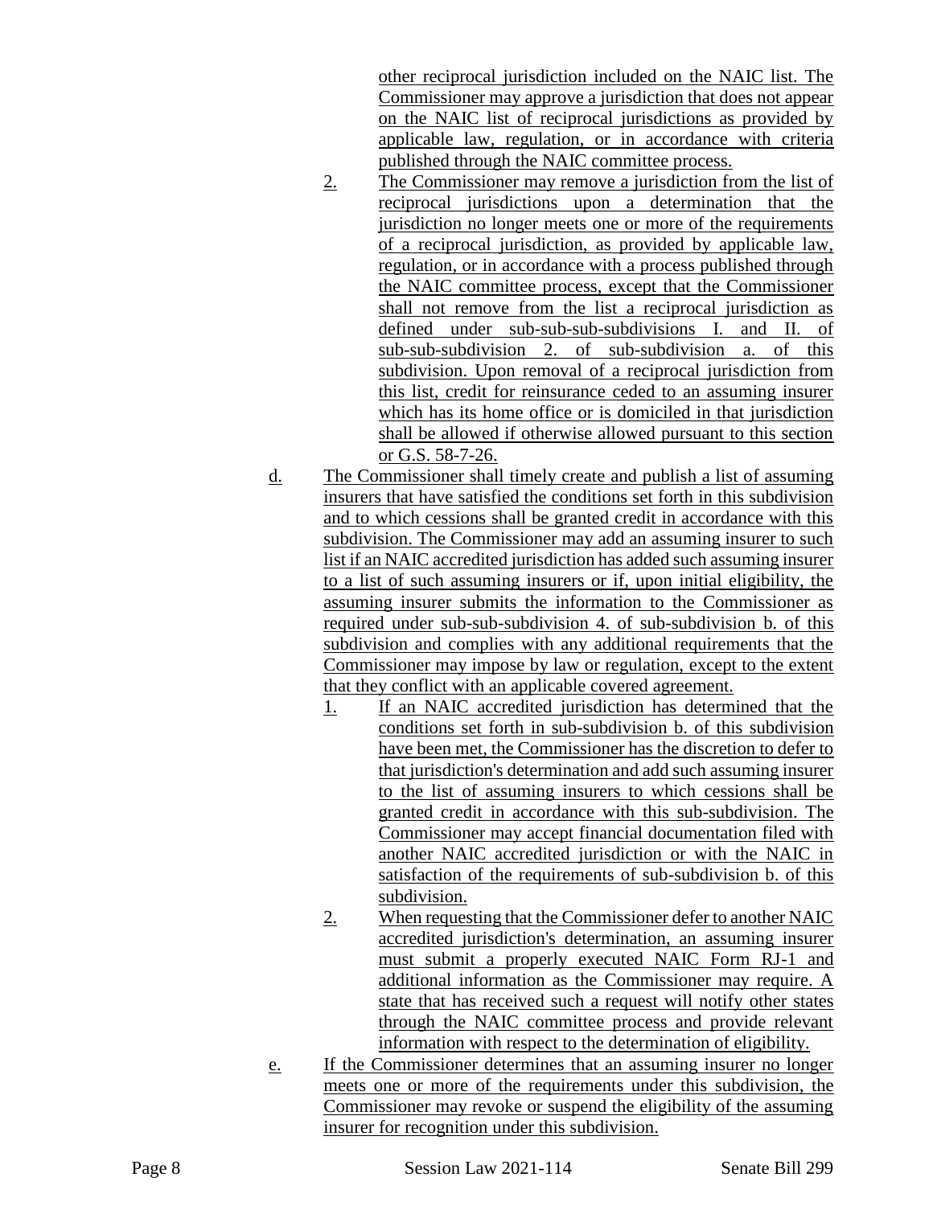other reciprocal jurisdiction included on the NAIC list. The Commissioner may approve a jurisdiction that does not appear on the NAIC list of reciprocal jurisdictions as provided by applicable law, regulation, or in accordance with criteria published through the NAIC committee process.

2. The Commissioner may remove a jurisdiction from the list of reciprocal jurisdictions upon a determination that the jurisdiction no longer meets one or more of the requirements of a reciprocal jurisdiction, as provided by applicable law, regulation, or in accordance with a process published through the NAIC committee process, except that the Commissioner shall not remove from the list a reciprocal jurisdiction as defined under sub-sub-sub-subdivisions I. and II. of sub-sub-subdivision 2. of sub-subdivision a. of this subdivision. Upon removal of a reciprocal jurisdiction from this list, credit for reinsurance ceded to an assuming insurer which has its home office or is domiciled in that jurisdiction shall be allowed if otherwise allowed pursuant to this section or G.S. 58-7-26.

d. The Commissioner shall timely create and publish a list of assuming insurers that have satisfied the conditions set forth in this subdivision and to which cessions shall be granted credit in accordance with this subdivision. The Commissioner may add an assuming insurer to such list if an NAIC accredited jurisdiction has added such assuming insurer to a list of such assuming insurers or if, upon initial eligibility, the assuming insurer submits the information to the Commissioner as required under sub-sub-subdivision 4. of sub-subdivision b. of this subdivision and complies with any additional requirements that the Commissioner may impose by law or regulation, except to the extent that they conflict with an applicable covered agreement.

1. If an NAIC accredited jurisdiction has determined that the conditions set forth in sub-subdivision b. of this subdivision have been met, the Commissioner has the discretion to defer to that jurisdiction's determination and add such assuming insurer to the list of assuming insurers to which cessions shall be granted credit in accordance with this sub-subdivision. The Commissioner may accept financial documentation filed with another NAIC accredited jurisdiction or with the NAIC in satisfaction of the requirements of sub-subdivision b. of this subdivision.

2. When requesting that the Commissioner defer to another NAIC accredited jurisdiction's determination, an assuming insurer must submit a properly executed NAIC Form RJ-1 and additional information as the Commissioner may require. A state that has received such a request will notify other states through the NAIC committee process and provide relevant information with respect to the determination of eligibility.

e. If the Commissioner determines that an assuming insurer no longer meets one or more of the requirements under this subdivision, the Commissioner may revoke or suspend the eligibility of the assuming insurer for recognition under this subdivision.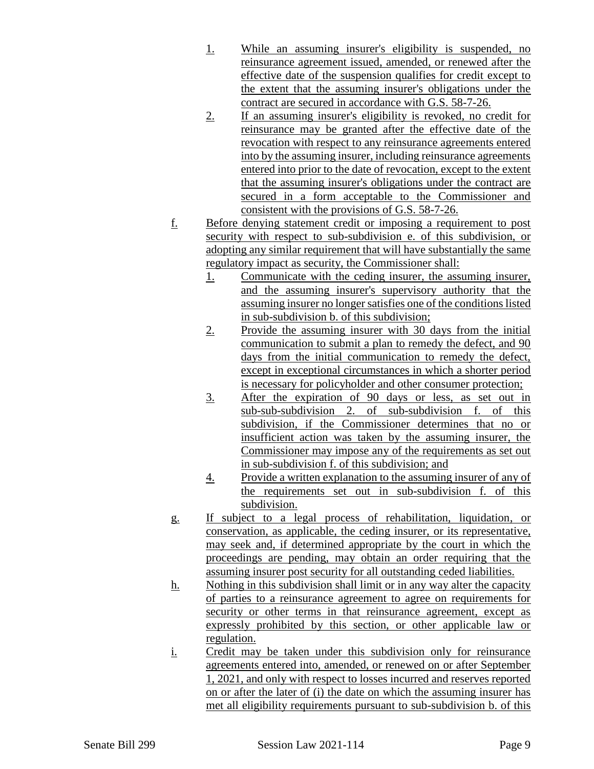1. While an assuming insurer's eligibility is suspended, no reinsurance agreement issued, amended, or renewed after the effective date of the suspension qualifies for credit except to the extent that the assuming insurer's obligations under the contract are secured in accordance with G.S. 58-7-26.
2. If an assuming insurer's eligibility is revoked, no credit for reinsurance may be granted after the effective date of the revocation with respect to any reinsurance agreements entered into by the assuming insurer, including reinsurance agreements entered into prior to the date of revocation, except to the extent that the assuming insurer's obligations under the contract are secured in a form acceptable to the Commissioner and consistent with the provisions of G.S. 58-7-26.

f. Before denying statement credit or imposing a requirement to post security with respect to sub-subdivision e. of this subdivision, or adopting any similar requirement that will have substantially the same regulatory impact as security, the Commissioner shall:

1. Communicate with the ceding insurer, the assuming insurer, and the assuming insurer's supervisory authority that the assuming insurer no longer satisfies one of the conditions listed in sub-subdivision b. of this subdivision;
2. Provide the assuming insurer with 30 days from the initial communication to submit a plan to remedy the defect, and 90 days from the initial communication to remedy the defect, except in exceptional circumstances in which a shorter period is necessary for policyholder and other consumer protection;
3. After the expiration of 90 days or less, as set out in sub-sub-subdivision 2. of sub-subdivision f. of this subdivision, if the Commissioner determines that no or insufficient action was taken by the assuming insurer, the Commissioner may impose any of the requirements as set out in sub-subdivision f. of this subdivision; and
4. Provide a written explanation to the assuming insurer of any of the requirements set out in sub-subdivision f. of this subdivision.

g. If subject to a legal process of rehabilitation, liquidation, or conservation, as applicable, the ceding insurer, or its representative, may seek and, if determined appropriate by the court in which the proceedings are pending, may obtain an order requiring that the assuming insurer post security for all outstanding ceded liabilities.

h. Nothing in this subdivision shall limit or in any way alter the capacity of parties to a reinsurance agreement to agree on requirements for security or other terms in that reinsurance agreement, except as expressly prohibited by this section, or other applicable law or regulation.

i. Credit may be taken under this subdivision only for reinsurance agreements entered into, amended, or renewed on or after September 1, 2021, and only with respect to losses incurred and reserves reported on or after the later of (i) the date on which the assuming insurer has met all eligibility requirements pursuant to sub-subdivision b. of this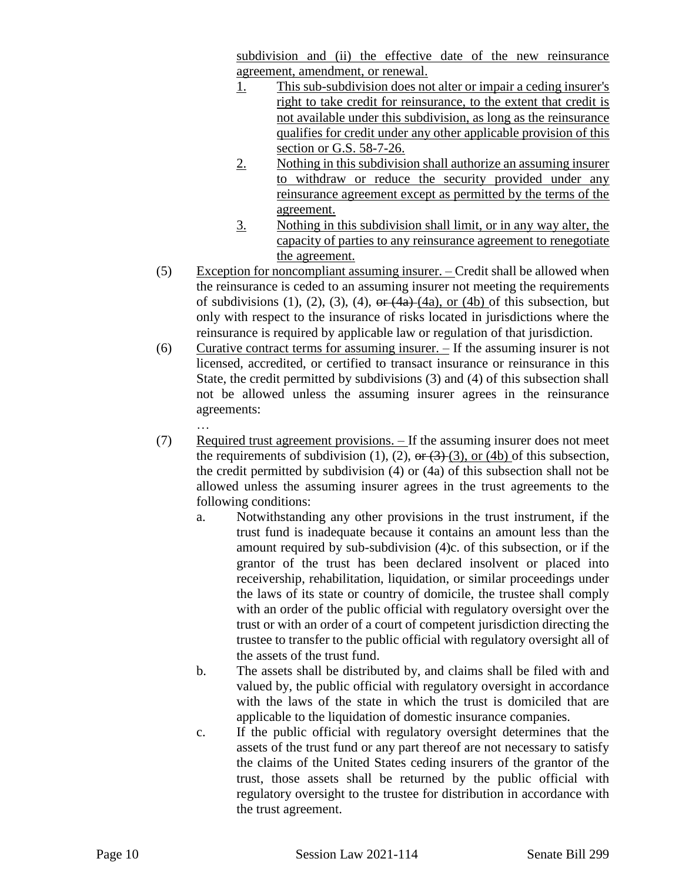subdivision and (ii) the effective date of the new reinsurance agreement, amendment, or renewal.

1. This sub-subdivision does not alter or impair a ceding insurer's right to take credit for reinsurance, to the extent that credit is not available under this subdivision, as long as the reinsurance qualifies for credit under any other applicable provision of this section or G.S. 58-7-26.
2. Nothing in this subdivision shall authorize an assuming insurer to withdraw or reduce the security provided under any reinsurance agreement except as permitted by the terms of the agreement.
3. Nothing in this subdivision shall limit, or in any way alter, the capacity of parties to any reinsurance agreement to renegotiate the agreement.

(5) Exception for noncompliant assuming insurer. – Credit shall be allowed when the reinsurance is ceded to an assuming insurer not meeting the requirements of subdivisions (1), (2), (3), (4), ~~or (4a)~~ (4a), or (4b) of this subsection, but only with respect to the insurance of risks located in jurisdictions where the reinsurance is required by applicable law or regulation of that jurisdiction.

(6) Curative contract terms for assuming insurer. – If the assuming insurer is not licensed, accredited, or certified to transact insurance or reinsurance in this State, the credit permitted by subdivisions (3) and (4) of this subsection shall not be allowed unless the assuming insurer agrees in the reinsurance agreements:

…

(7) Required trust agreement provisions. – If the assuming insurer does not meet the requirements of subdivision (1), (2), ~~or (3)~~ (3), or (4b) of this subsection, the credit permitted by subdivision (4) or (4a) of this subsection shall not be allowed unless the assuming insurer agrees in the trust agreements to the following conditions:

a. Notwithstanding any other provisions in the trust instrument, if the trust fund is inadequate because it contains an amount less than the amount required by sub-subdivision (4)c. of this subsection, or if the grantor of the trust has been declared insolvent or placed into receivership, rehabilitation, liquidation, or similar proceedings under the laws of its state or country of domicile, the trustee shall comply with an order of the public official with regulatory oversight over the trust or with an order of a court of competent jurisdiction directing the trustee to transfer to the public official with regulatory oversight all of the assets of the trust fund.

b. The assets shall be distributed by, and claims shall be filed with and valued by, the public official with regulatory oversight in accordance with the laws of the state in which the trust is domiciled that are applicable to the liquidation of domestic insurance companies.

c. If the public official with regulatory oversight determines that the assets of the trust fund or any part thereof are not necessary to satisfy the claims of the United States ceding insurers of the grantor of the trust, those assets shall be returned by the public official with regulatory oversight to the trustee for distribution in accordance with the trust agreement.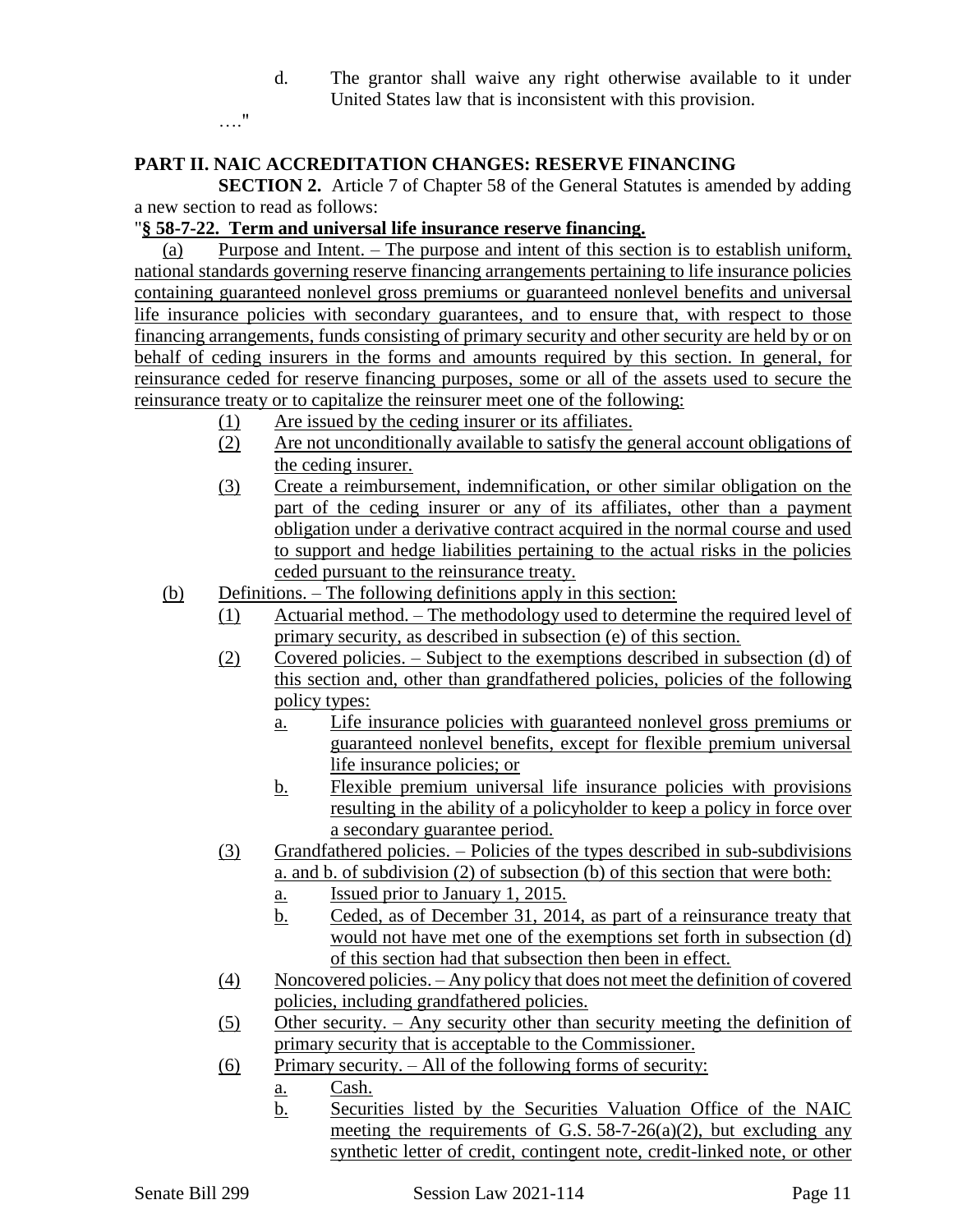d. The grantor shall waive any right otherwise available to it under United States law that is inconsistent with this provision.

…."

**PART II. NAIC ACCREDITATION CHANGES: RESERVE FINANCING**

**SECTION 2.** Article 7 of Chapter 58 of the General Statutes is amended by adding a new section to read as follows:

"**§ 58-7-22. Term and universal life insurance reserve financing.**

(a) Purpose and Intent. – The purpose and intent of this section is to establish uniform, national standards governing reserve financing arrangements pertaining to life insurance policies containing guaranteed nonlevel gross premiums or guaranteed nonlevel benefits and universal life insurance policies with secondary guarantees, and to ensure that, with respect to those financing arrangements, funds consisting of primary security and other security are held by or on behalf of ceding insurers in the forms and amounts required by this section. In general, for reinsurance ceded for reserve financing purposes, some or all of the assets used to secure the reinsurance treaty or to capitalize the reinsurer meet one of the following:

(1) Are issued by the ceding insurer or its affiliates.

(2) Are not unconditionally available to satisfy the general account obligations of the ceding insurer.

(3) Create a reimbursement, indemnification, or other similar obligation on the part of the ceding insurer or any of its affiliates, other than a payment obligation under a derivative contract acquired in the normal course and used to support and hedge liabilities pertaining to the actual risks in the policies ceded pursuant to the reinsurance treaty.

(b) Definitions. – The following definitions apply in this section:

(1) Actuarial method. – The methodology used to determine the required level of primary security, as described in subsection (e) of this section.

(2) Covered policies. – Subject to the exemptions described in subsection (d) of this section and, other than grandfathered policies, policies of the following policy types:

a. Life insurance policies with guaranteed nonlevel gross premiums or guaranteed nonlevel benefits, except for flexible premium universal life insurance policies; or

b. Flexible premium universal life insurance policies with provisions resulting in the ability of a policyholder to keep a policy in force over a secondary guarantee period.

(3) Grandfathered policies. – Policies of the types described in sub-subdivisions a. and b. of subdivision (2) of subsection (b) of this section that were both:

a. Issued prior to January 1, 2015.

b. Ceded, as of December 31, 2014, as part of a reinsurance treaty that would not have met one of the exemptions set forth in subsection (d) of this section had that subsection then been in effect.

(4) Noncovered policies. – Any policy that does not meet the definition of covered policies, including grandfathered policies.

(5) Other security. – Any security other than security meeting the definition of primary security that is acceptable to the Commissioner.

(6) Primary security. – All of the following forms of security:

a. Cash.

b. Securities listed by the Securities Valuation Office of the NAIC meeting the requirements of G.S. 58-7-26(a)(2), but excluding any synthetic letter of credit, contingent note, credit-linked note, or other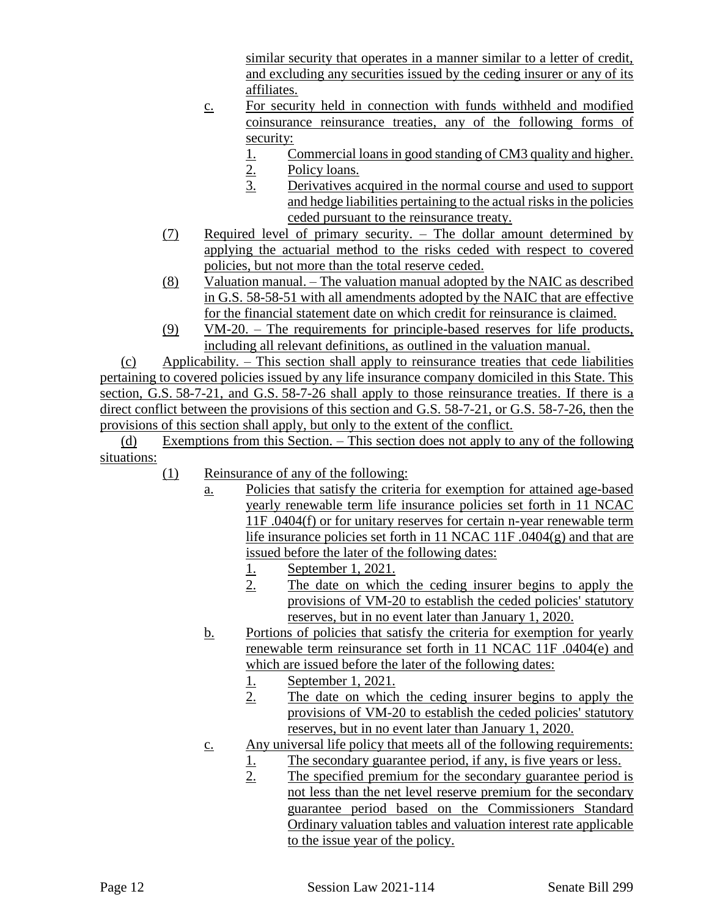similar security that operates in a manner similar to a letter of credit, and excluding any securities issued by the ceding insurer or any of its affiliates.

c. For security held in connection with funds withheld and modified coinsurance reinsurance treaties, any of the following forms of security:

   1. Commercial loans in good standing of CM3 quality and higher.
   2. Policy loans.
   3. Derivatives acquired in the normal course and used to support and hedge liabilities pertaining to the actual risks in the policies ceded pursuant to the reinsurance treaty.

(7) Required level of primary security. – The dollar amount determined by applying the actuarial method to the risks ceded with respect to covered policies, but not more than the total reserve ceded.

(8) Valuation manual. – The valuation manual adopted by the NAIC as described in G.S. 58-58-51 with all amendments adopted by the NAIC that are effective for the financial statement date on which credit for reinsurance is claimed.

(9) VM-20. – The requirements for principle-based reserves for life products, including all relevant definitions, as outlined in the valuation manual.

(c) Applicability. – This section shall apply to reinsurance treaties that cede liabilities pertaining to covered policies issued by any life insurance company domiciled in this State. This section, G.S. 58-7-21, and G.S. 58-7-26 shall apply to those reinsurance treaties. If there is a direct conflict between the provisions of this section and G.S. 58-7-21, or G.S. 58-7-26, then the provisions of this section shall apply, but only to the extent of the conflict.

(d) Exemptions from this Section. – This section does not apply to any of the following situations:

(1) Reinsurance of any of the following:

a. Policies that satisfy the criteria for exemption for attained age-based yearly renewable term life insurance policies set forth in 11 NCAC 11F .0404(f) or for unitary reserves for certain n-year renewable term life insurance policies set forth in 11 NCAC 11F .0404(g) and that are issued before the later of the following dates:

   1. September 1, 2021.
   2. The date on which the ceding insurer begins to apply the provisions of VM-20 to establish the ceded policies' statutory reserves, but in no event later than January 1, 2020.

b. Portions of policies that satisfy the criteria for exemption for yearly renewable term reinsurance set forth in 11 NCAC 11F .0404(e) and which are issued before the later of the following dates:

   1. September 1, 2021.
   2. The date on which the ceding insurer begins to apply the provisions of VM-20 to establish the ceded policies' statutory reserves, but in no event later than January 1, 2020.

c. Any universal life policy that meets all of the following requirements:

   1. The secondary guarantee period, if any, is five years or less.
   2. The specified premium for the secondary guarantee period is not less than the net level reserve premium for the secondary guarantee period based on the Commissioners Standard Ordinary valuation tables and valuation interest rate applicable to the issue year of the policy.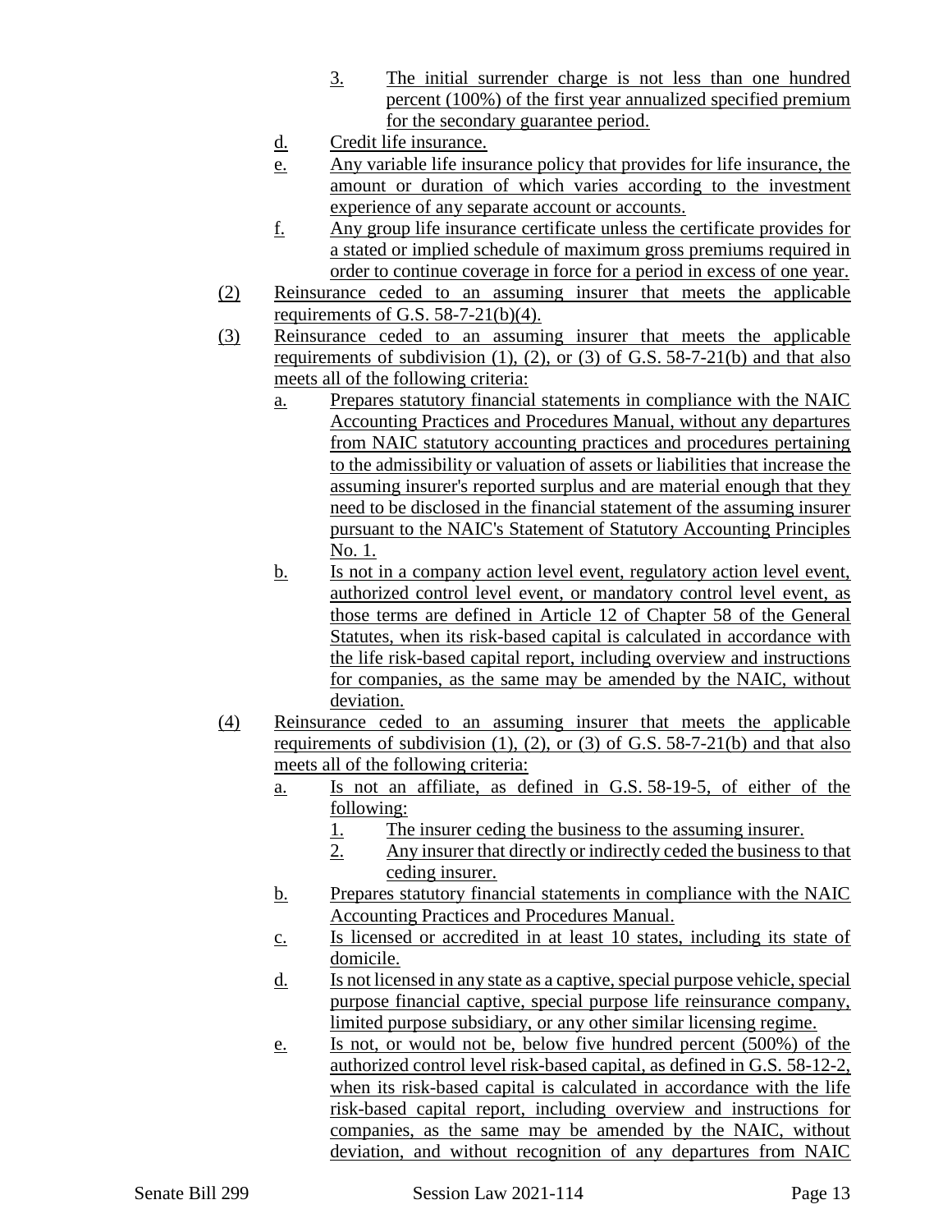3. The initial surrender charge is not less than one hundred percent (100%) of the first year annualized specified premium for the secondary guarantee period.

d. Credit life insurance.

e. Any variable life insurance policy that provides for life insurance, the amount or duration of which varies according to the investment experience of any separate account or accounts.

f. Any group life insurance certificate unless the certificate provides for a stated or implied schedule of maximum gross premiums required in order to continue coverage in force for a period in excess of one year.

(2) Reinsurance ceded to an assuming insurer that meets the applicable requirements of G.S. 58-7-21(b)(4).

(3) Reinsurance ceded to an assuming insurer that meets the applicable requirements of subdivision (1), (2), or (3) of G.S. 58-7-21(b) and that also meets all of the following criteria:

a. Prepares statutory financial statements in compliance with the NAIC Accounting Practices and Procedures Manual, without any departures from NAIC statutory accounting practices and procedures pertaining to the admissibility or valuation of assets or liabilities that increase the assuming insurer's reported surplus and are material enough that they need to be disclosed in the financial statement of the assuming insurer pursuant to the NAIC's Statement of Statutory Accounting Principles No. 1.

b. Is not in a company action level event, regulatory action level event, authorized control level event, or mandatory control level event, as those terms are defined in Article 12 of Chapter 58 of the General Statutes, when its risk-based capital is calculated in accordance with the life risk-based capital report, including overview and instructions for companies, as the same may be amended by the NAIC, without deviation.

(4) Reinsurance ceded to an assuming insurer that meets the applicable requirements of subdivision (1), (2), or (3) of G.S. 58-7-21(b) and that also meets all of the following criteria:

a. Is not an affiliate, as defined in G.S. 58-19-5, of either of the following:

1. The insurer ceding the business to the assuming insurer.
2. Any insurer that directly or indirectly ceded the business to that ceding insurer.

b. Prepares statutory financial statements in compliance with the NAIC Accounting Practices and Procedures Manual.

c. Is licensed or accredited in at least 10 states, including its state of domicile.

d. Is not licensed in any state as a captive, special purpose vehicle, special purpose financial captive, special purpose life reinsurance company, limited purpose subsidiary, or any other similar licensing regime.

e. Is not, or would not be, below five hundred percent (500%) of the authorized control level risk-based capital, as defined in G.S. 58-12-2, when its risk-based capital is calculated in accordance with the life risk-based capital report, including overview and instructions for companies, as the same may be amended by the NAIC, without deviation, and without recognition of any departures from NAIC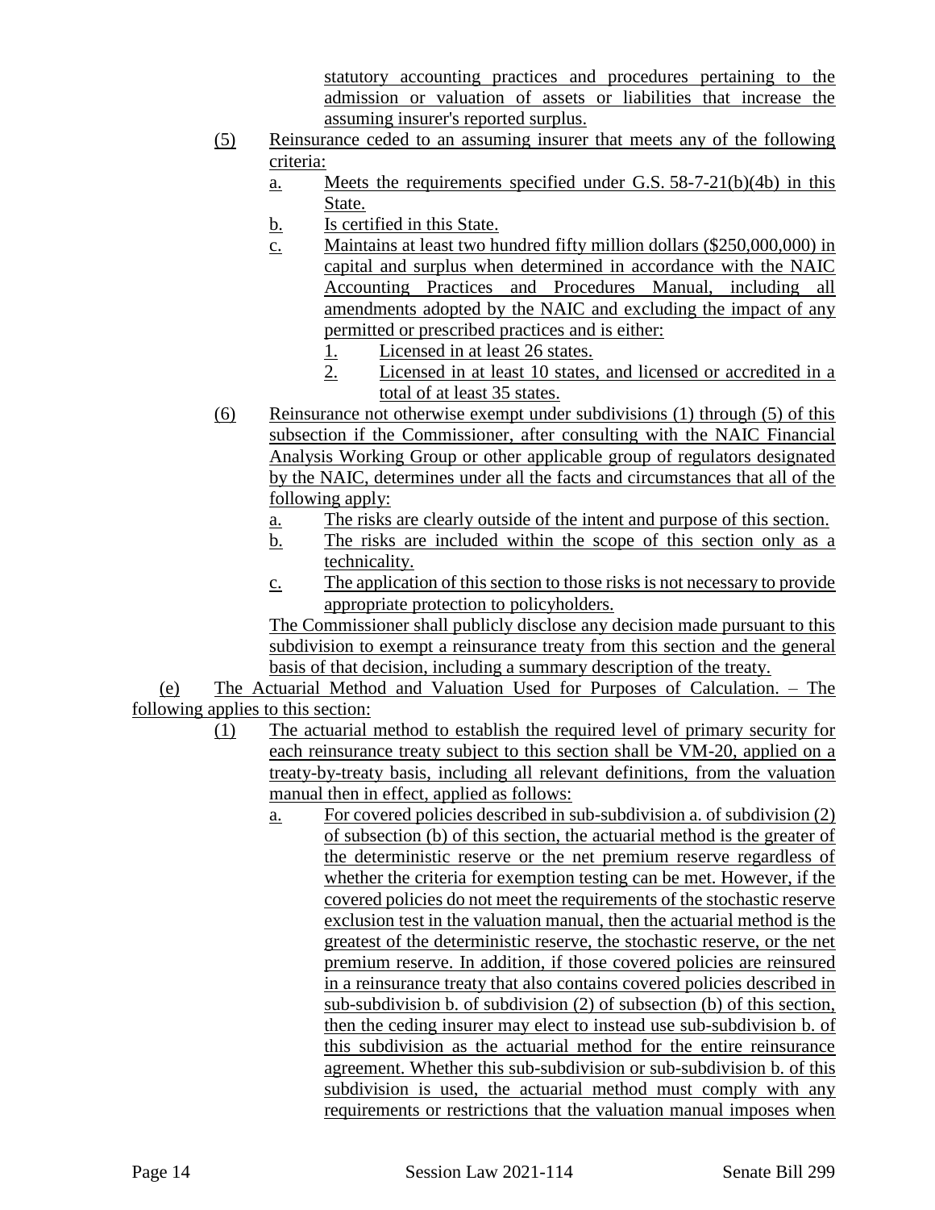statutory accounting practices and procedures pertaining to the admission or valuation of assets or liabilities that increase the assuming insurer's reported surplus.

(5) Reinsurance ceded to an assuming insurer that meets any of the following criteria:

a. Meets the requirements specified under G.S. 58-7-21(b)(4b) in this State.

b. Is certified in this State.

c. Maintains at least two hundred fifty million dollars ($250,000,000) in capital and surplus when determined in accordance with the NAIC Accounting Practices and Procedures Manual, including all amendments adopted by the NAIC and excluding the impact of any permitted or prescribed practices and is either:

1. Licensed in at least 26 states.

2. Licensed in at least 10 states, and licensed or accredited in a total of at least 35 states.

(6) Reinsurance not otherwise exempt under subdivisions (1) through (5) of this subsection if the Commissioner, after consulting with the NAIC Financial Analysis Working Group or other applicable group of regulators designated by the NAIC, determines under all the facts and circumstances that all of the following apply:

a. The risks are clearly outside of the intent and purpose of this section.

b. The risks are included within the scope of this section only as a technicality.

c. The application of this section to those risks is not necessary to provide appropriate protection to policyholders.

The Commissioner shall publicly disclose any decision made pursuant to this subdivision to exempt a reinsurance treaty from this section and the general basis of that decision, including a summary description of the treaty.

(e) The Actuarial Method and Valuation Used for Purposes of Calculation. – The following applies to this section:

(1) The actuarial method to establish the required level of primary security for each reinsurance treaty subject to this section shall be VM-20, applied on a treaty-by-treaty basis, including all relevant definitions, from the valuation manual then in effect, applied as follows:

a. For covered policies described in sub-subdivision a. of subdivision (2) of subsection (b) of this section, the actuarial method is the greater of the deterministic reserve or the net premium reserve regardless of whether the criteria for exemption testing can be met. However, if the covered policies do not meet the requirements of the stochastic reserve exclusion test in the valuation manual, then the actuarial method is the greatest of the deterministic reserve, the stochastic reserve, or the net premium reserve. In addition, if those covered policies are reinsured in a reinsurance treaty that also contains covered policies described in sub-subdivision b. of subdivision (2) of subsection (b) of this section, then the ceding insurer may elect to instead use sub-subdivision b. of this subdivision as the actuarial method for the entire reinsurance agreement. Whether this sub-subdivision or sub-subdivision b. of this subdivision is used, the actuarial method must comply with any requirements or restrictions that the valuation manual imposes when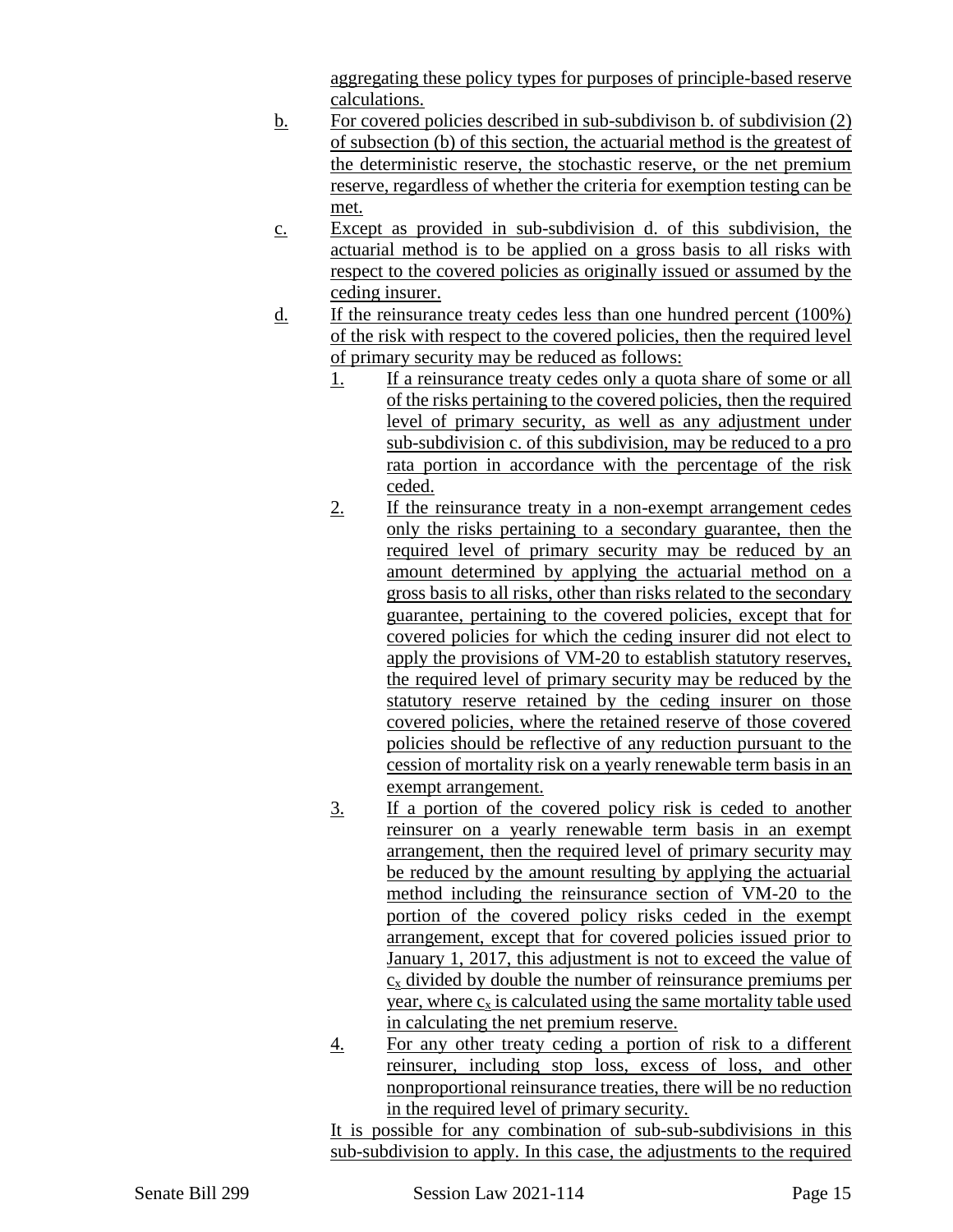aggregating these policy types for purposes of principle-based reserve calculations.

b. For covered policies described in sub-subdivison b. of subdivision (2) of subsection (b) of this section, the actuarial method is the greatest of the deterministic reserve, the stochastic reserve, or the net premium reserve, regardless of whether the criteria for exemption testing can be met.

c. Except as provided in sub-subdivision d. of this subdivision, the actuarial method is to be applied on a gross basis to all risks with respect to the covered policies as originally issued or assumed by the ceding insurer.

d. If the reinsurance treaty cedes less than one hundred percent (100%) of the risk with respect to the covered policies, then the required level of primary security may be reduced as follows:

   1. If a reinsurance treaty cedes only a quota share of some or all of the risks pertaining to the covered policies, then the required level of primary security, as well as any adjustment under sub-subdivision c. of this subdivision, may be reduced to a pro rata portion in accordance with the percentage of the risk ceded.

   2. If the reinsurance treaty in a non-exempt arrangement cedes only the risks pertaining to a secondary guarantee, then the required level of primary security may be reduced by an amount determined by applying the actuarial method on a gross basis to all risks, other than risks related to the secondary guarantee, pertaining to the covered policies, except that for covered policies for which the ceding insurer did not elect to apply the provisions of VM-20 to establish statutory reserves, the required level of primary security may be reduced by the statutory reserve retained by the ceding insurer on those covered policies, where the retained reserve of those covered policies should be reflective of any reduction pursuant to the cession of mortality risk on a yearly renewable term basis in an exempt arrangement.

   3. If a portion of the covered policy risk is ceded to another reinsurer on a yearly renewable term basis in an exempt arrangement, then the required level of primary security may be reduced by the amount resulting by applying the actuarial method including the reinsurance section of VM-20 to the portion of the covered policy risks ceded in the exempt arrangement, except that for covered policies issued prior to January 1, 2017, this adjustment is not to exceed the value of $c_x$ divided by double the number of reinsurance premiums per year, where $c_x$ is calculated using the same mortality table used in calculating the net premium reserve.

   4. For any other treaty ceding a portion of risk to a different reinsurer, including stop loss, excess of loss, and other nonproportional reinsurance treaties, there will be no reduction in the required level of primary security.

It is possible for any combination of sub-sub-subdivisions in this sub-subdivision to apply. In this case, the adjustments to the required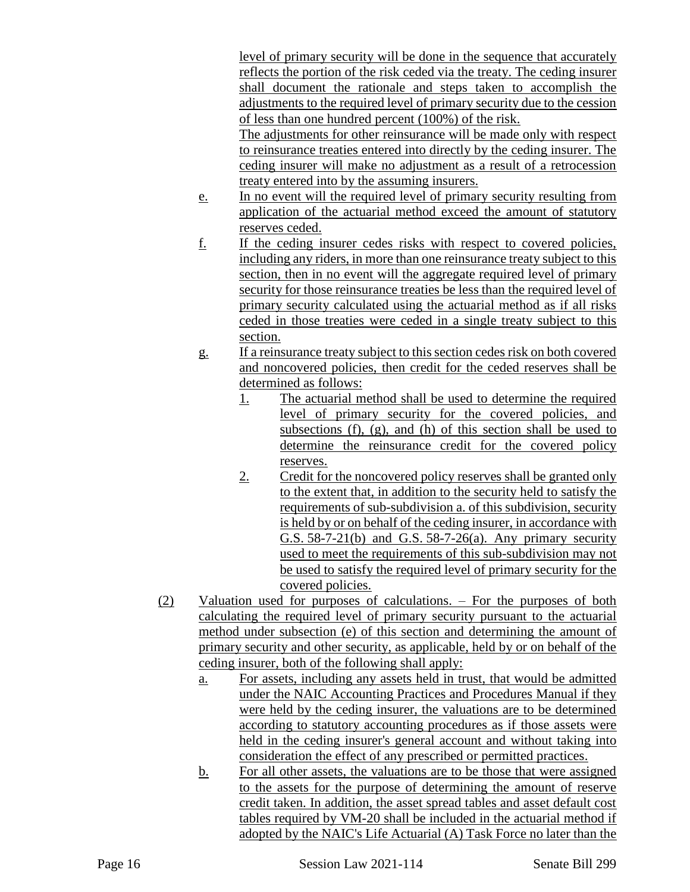level of primary security will be done in the sequence that accurately reflects the portion of the risk ceded via the treaty. The ceding insurer shall document the rationale and steps taken to accomplish the adjustments to the required level of primary security due to the cession of less than one hundred percent (100%) of the risk.

The adjustments for other reinsurance will be made only with respect to reinsurance treaties entered into directly by the ceding insurer. The ceding insurer will make no adjustment as a result of a retrocession treaty entered into by the assuming insurers.

e. In no event will the required level of primary security resulting from application of the actuarial method exceed the amount of statutory reserves ceded.

f. If the ceding insurer cedes risks with respect to covered policies, including any riders, in more than one reinsurance treaty subject to this section, then in no event will the aggregate required level of primary security for those reinsurance treaties be less than the required level of primary security calculated using the actuarial method as if all risks ceded in those treaties were ceded in a single treaty subject to this section.

g. If a reinsurance treaty subject to this section cedes risk on both covered and noncovered policies, then credit for the ceded reserves shall be determined as follows:

1. The actuarial method shall be used to determine the required level of primary security for the covered policies, and subsections (f), (g), and (h) of this section shall be used to determine the reinsurance credit for the covered policy reserves.

2. Credit for the noncovered policy reserves shall be granted only to the extent that, in addition to the security held to satisfy the requirements of sub-subdivision a. of this subdivision, security is held by or on behalf of the ceding insurer, in accordance with G.S. 58-7-21(b) and G.S. 58-7-26(a). Any primary security used to meet the requirements of this sub-subdivision may not be used to satisfy the required level of primary security for the covered policies.

(2) Valuation used for purposes of calculations. – For the purposes of both calculating the required level of primary security pursuant to the actuarial method under subsection (e) of this section and determining the amount of primary security and other security, as applicable, held by or on behalf of the ceding insurer, both of the following shall apply:

a. For assets, including any assets held in trust, that would be admitted under the NAIC Accounting Practices and Procedures Manual if they were held by the ceding insurer, the valuations are to be determined according to statutory accounting procedures as if those assets were held in the ceding insurer's general account and without taking into consideration the effect of any prescribed or permitted practices.

b. For all other assets, the valuations are to be those that were assigned to the assets for the purpose of determining the amount of reserve credit taken. In addition, the asset spread tables and asset default cost tables required by VM-20 shall be included in the actuarial method if adopted by the NAIC's Life Actuarial (A) Task Force no later than the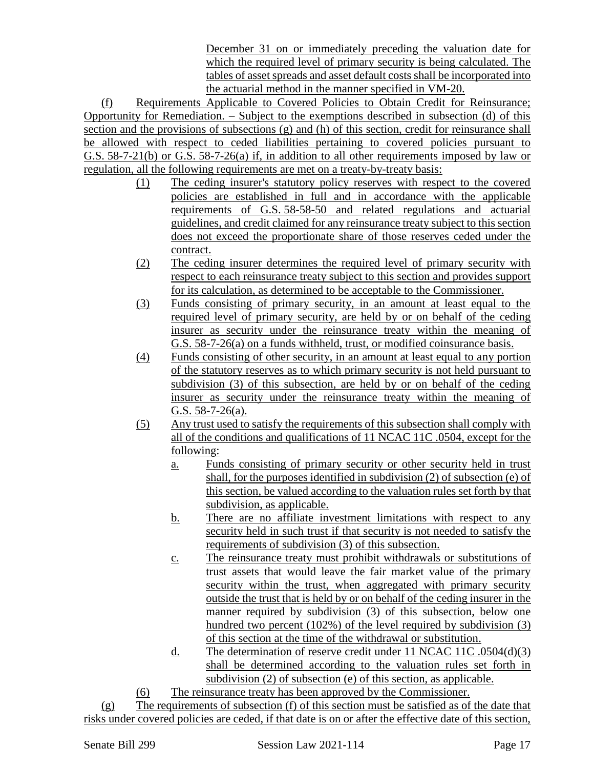December 31 on or immediately preceding the valuation date for which the required level of primary security is being calculated. The tables of asset spreads and asset default costs shall be incorporated into the actuarial method in the manner specified in VM-20.

(f) Requirements Applicable to Covered Policies to Obtain Credit for Reinsurance; Opportunity for Remediation. – Subject to the exemptions described in subsection (d) of this section and the provisions of subsections (g) and (h) of this section, credit for reinsurance shall be allowed with respect to ceded liabilities pertaining to covered policies pursuant to G.S. 58-7-21(b) or G.S. 58-7-26(a) if, in addition to all other requirements imposed by law or regulation, all the following requirements are met on a treaty-by-treaty basis:

- (1) The ceding insurer's statutory policy reserves with respect to the covered policies are established in full and in accordance with the applicable requirements of G.S. 58-58-50 and related regulations and actuarial guidelines, and credit claimed for any reinsurance treaty subject to this section does not exceed the proportionate share of those reserves ceded under the contract.
- (2) The ceding insurer determines the required level of primary security with respect to each reinsurance treaty subject to this section and provides support for its calculation, as determined to be acceptable to the Commissioner.
- (3) Funds consisting of primary security, in an amount at least equal to the required level of primary security, are held by or on behalf of the ceding insurer as security under the reinsurance treaty within the meaning of G.S. 58-7-26(a) on a funds withheld, trust, or modified coinsurance basis.
- (4) Funds consisting of other security, in an amount at least equal to any portion of the statutory reserves as to which primary security is not held pursuant to subdivision (3) of this subsection, are held by or on behalf of the ceding insurer as security under the reinsurance treaty within the meaning of G.S. 58-7-26(a).
- (5) Any trust used to satisfy the requirements of this subsection shall comply with all of the conditions and qualifications of 11 NCAC 11C .0504, except for the following:
  - a. Funds consisting of primary security or other security held in trust shall, for the purposes identified in subdivision (2) of subsection (e) of this section, be valued according to the valuation rules set forth by that subdivision, as applicable.
  - b. There are no affiliate investment limitations with respect to any security held in such trust if that security is not needed to satisfy the requirements of subdivision (3) of this subsection.
  - c. The reinsurance treaty must prohibit withdrawals or substitutions of trust assets that would leave the fair market value of the primary security within the trust, when aggregated with primary security outside the trust that is held by or on behalf of the ceding insurer in the manner required by subdivision (3) of this subsection, below one hundred two percent (102%) of the level required by subdivision (3) of this section at the time of the withdrawal or substitution.
  - d. The determination of reserve credit under 11 NCAC 11C .0504(d)(3) shall be determined according to the valuation rules set forth in subdivision (2) of subsection (e) of this section, as applicable.
- (6) The reinsurance treaty has been approved by the Commissioner.

(g) The requirements of subsection (f) of this section must be satisfied as of the date that risks under covered policies are ceded, if that date is on or after the effective date of this section,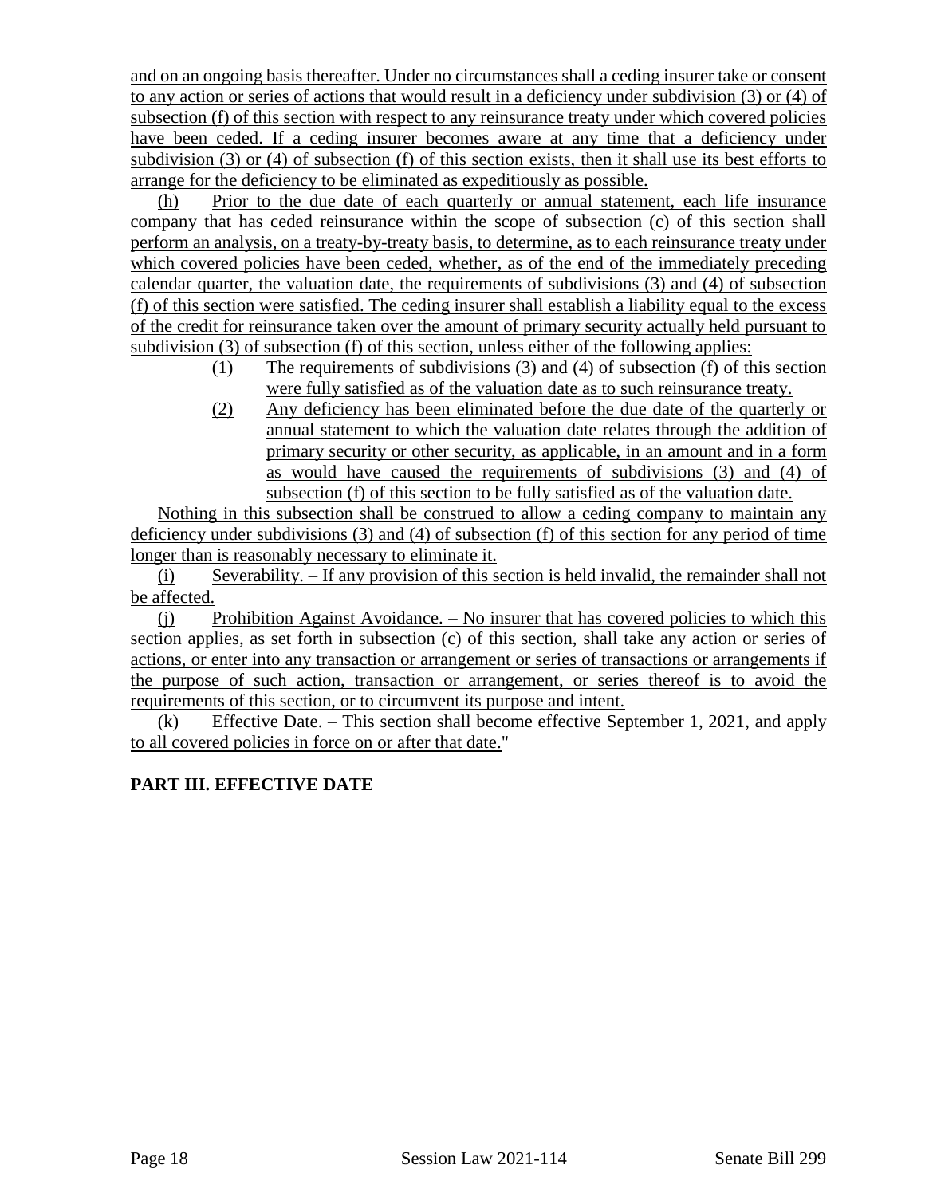and on an ongoing basis thereafter. Under no circumstances shall a ceding insurer take or consent to any action or series of actions that would result in a deficiency under subdivision (3) or (4) of subsection (f) of this section with respect to any reinsurance treaty under which covered policies have been ceded. If a ceding insurer becomes aware at any time that a deficiency under subdivision (3) or (4) of subsection (f) of this section exists, then it shall use its best efforts to arrange for the deficiency to be eliminated as expeditiously as possible.

(h) Prior to the due date of each quarterly or annual statement, each life insurance company that has ceded reinsurance within the scope of subsection (c) of this section shall perform an analysis, on a treaty-by-treaty basis, to determine, as to each reinsurance treaty under which covered policies have been ceded, whether, as of the end of the immediately preceding calendar quarter, the valuation date, the requirements of subdivisions (3) and (4) of subsection (f) of this section were satisfied. The ceding insurer shall establish a liability equal to the excess of the credit for reinsurance taken over the amount of primary security actually held pursuant to subdivision (3) of subsection (f) of this section, unless either of the following applies:

(1) The requirements of subdivisions (3) and (4) of subsection (f) of this section were fully satisfied as of the valuation date as to such reinsurance treaty.

(2) Any deficiency has been eliminated before the due date of the quarterly or annual statement to which the valuation date relates through the addition of primary security or other security, as applicable, in an amount and in a form as would have caused the requirements of subdivisions (3) and (4) of subsection (f) of this section to be fully satisfied as of the valuation date.

Nothing in this subsection shall be construed to allow a ceding company to maintain any deficiency under subdivisions (3) and (4) of subsection (f) of this section for any period of time longer than is reasonably necessary to eliminate it.

(i) Severability. – If any provision of this section is held invalid, the remainder shall not be affected.

(j) Prohibition Against Avoidance. – No insurer that has covered policies to which this section applies, as set forth in subsection (c) of this section, shall take any action or series of actions, or enter into any transaction or arrangement or series of transactions or arrangements if the purpose of such action, transaction or arrangement, or series thereof is to avoid the requirements of this section, or to circumvent its purpose and intent.

(k) Effective Date. – This section shall become effective September 1, 2021, and apply to all covered policies in force on or after that date."

**PART III. EFFECTIVE DATE**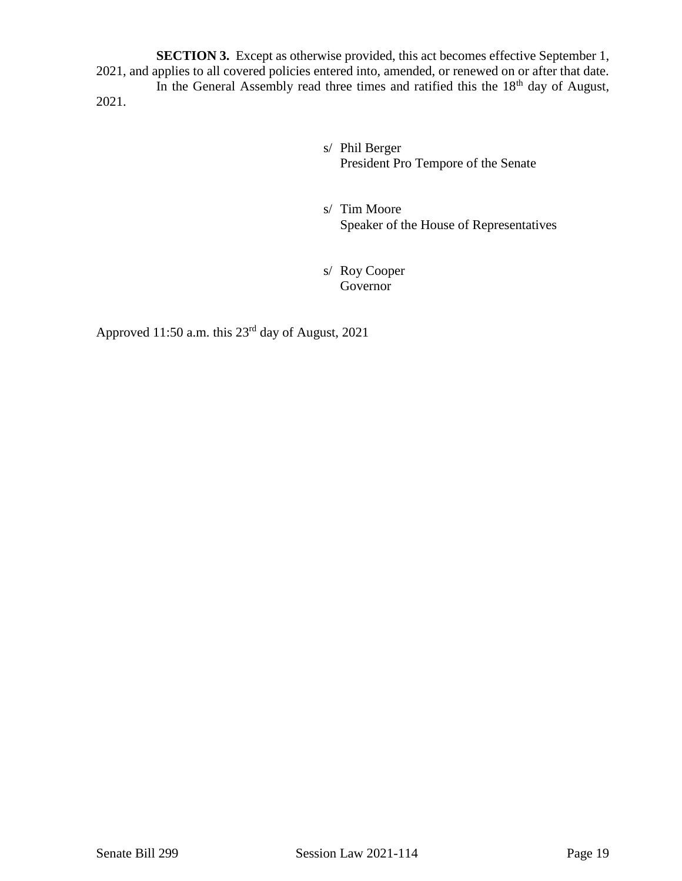**SECTION 3.** Except as otherwise provided, this act becomes effective September 1, 2021, and applies to all covered policies entered into, amended, or renewed on or after that date.

In the General Assembly read three times and ratified this the 18th day of August, 2021.

s/ Phil Berger
President Pro Tempore of the Senate

s/ Tim Moore
Speaker of the House of Representatives

s/ Roy Cooper
Governor

Approved 11:50 a.m. this 23rd day of August, 2021